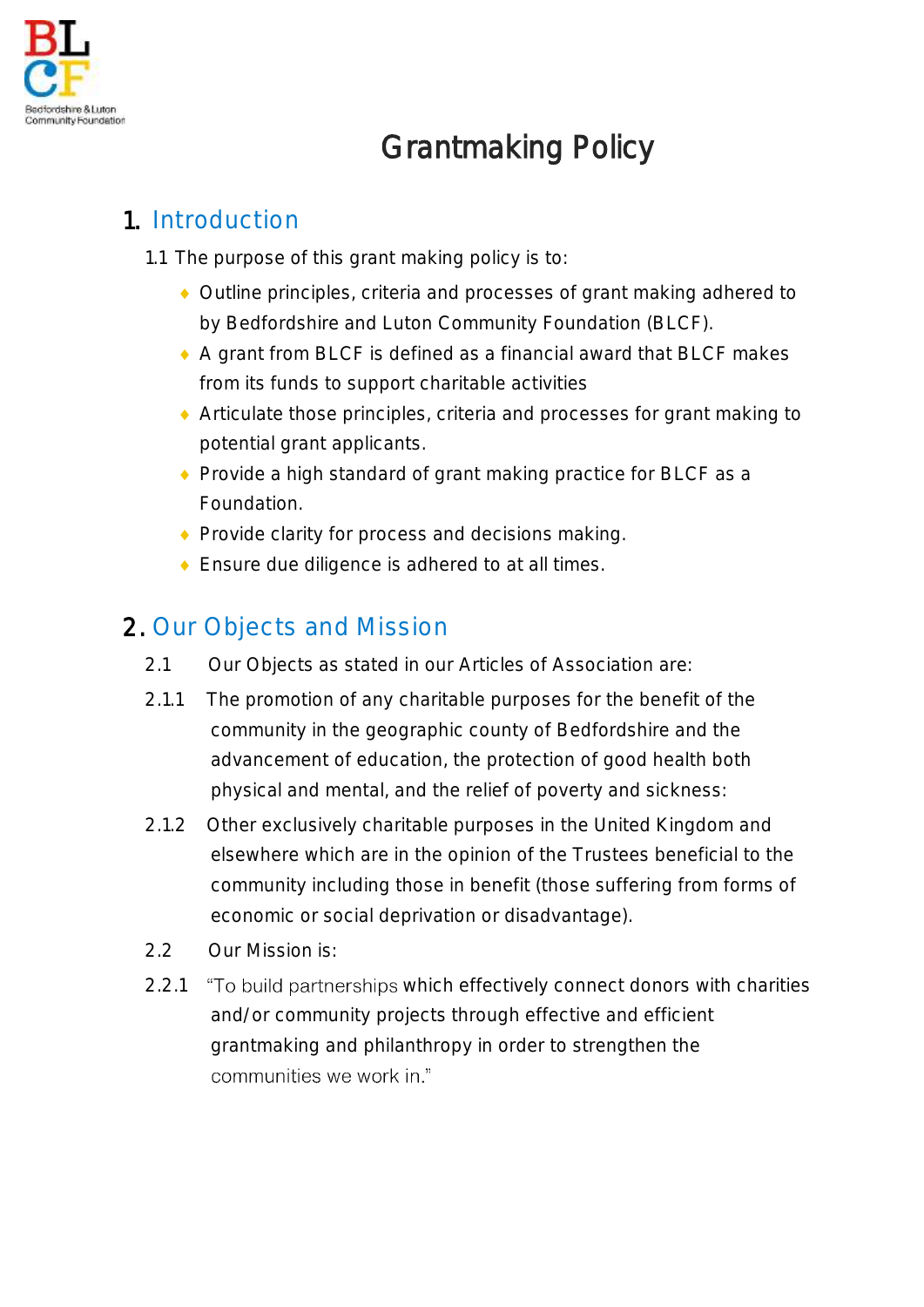# Grantmaking Policy

## 1. Introduction

1.1 The purpose of this grant making policy is to:

- Outline principles, criteria and processes of grant making adhered to by Bedfordshire and Luton Community Foundation (BLCF).
- A grant from BLCF is defined as a financial award that BLCF makes from its funds to support charitable activities
- Articulate those principles, criteria and processes for grant making to potential grant applicants.
- Provide a high standard of grant making practice for BLCF as a Foundation.
- Provide clarity for process and decisions making.
- Ensure due diligence is adhered to at all times.

## 2. Our Objects and Mission

2.1 Our Objects as stated in our Articles of Association are:

2.1.1 The promotion of any charitable purposes for the benefit of the community in the geographic county of Bedfordshire and the advancement of education, the protection of good health both physical and mental, and the relief of poverty and sickness:

2.1.2 Other exclusively charitable purposes in the United Kingdom and elsewhere which are in the opinion of the Trustees beneficial to the community including those in benefit (those suffering from forms of economic or social deprivation or disadvantage).

2.2 Our Mission is:

2.2.1 "To build partnerships which effectively connect donors with charities and/or community projects through effective and efficient grantmaking and philanthropy in order to strengthen the communities we work in."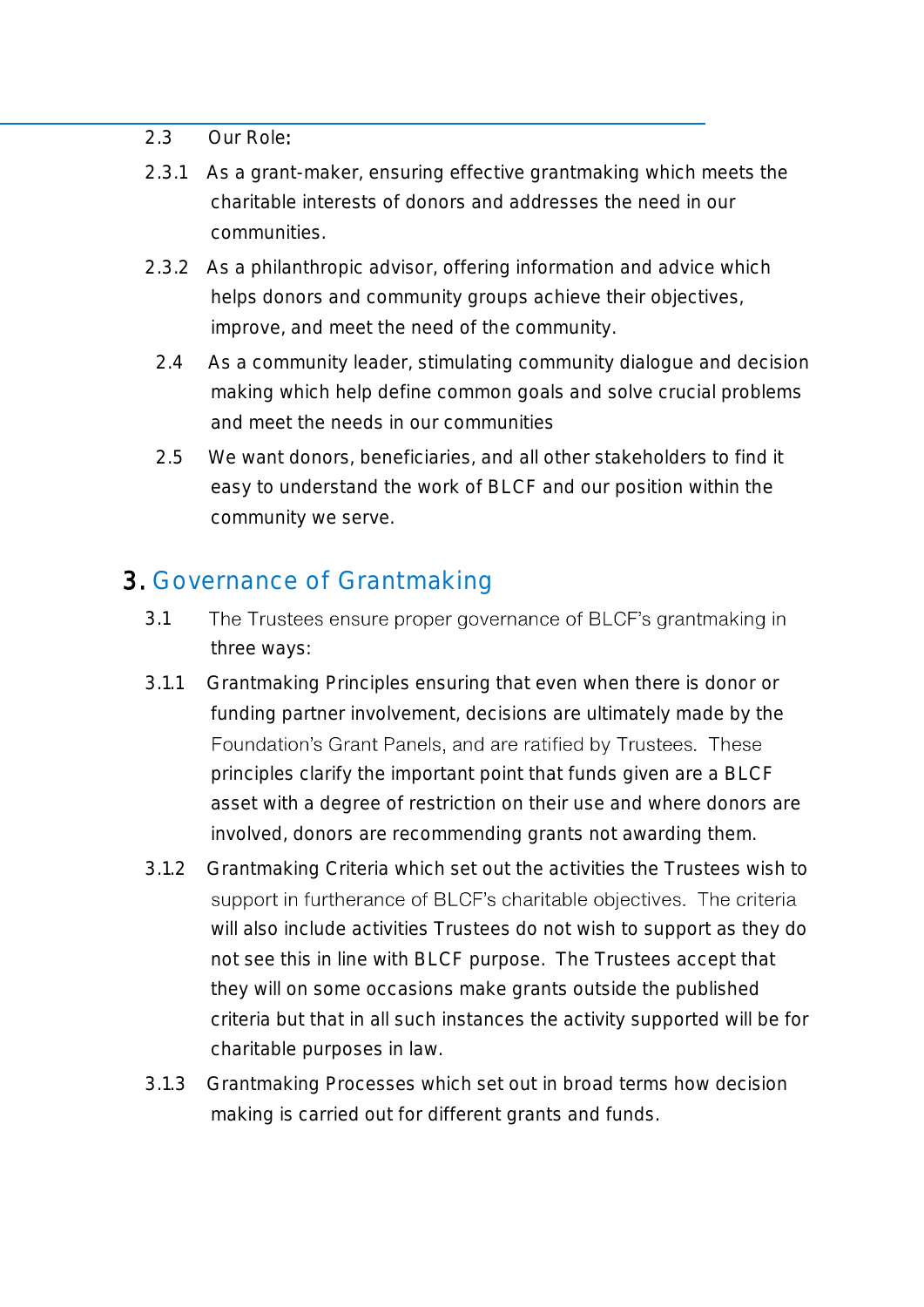2.3 Our Role:

2.3.1 As a grant-maker, ensuring effective grantmaking which meets the charitable interests of donors and addresses the need in our communities.

2.3.2 As a philanthropic advisor, offering information and advice which helps donors and community groups achieve their objectives, improve, and meet the need of the community.

2.4 As a community leader, stimulating community dialogue and decision making which help define common goals and solve crucial problems and meet the needs in our communities

2.5 We want donors, beneficiaries, and all other stakeholders to find it easy to understand the work of BLCF and our position within the community we serve.

## 3. Governance of Grantmaking

3.1 The Trustees ensure proper governance of BLCF's grantmaking in three ways:

3.1.1 Grantmaking Principles ensuring that even when there is donor or funding partner involvement, decisions are ultimately made by the Foundation's Grant Panels, and are ratified by Trustees. These principles clarify the important point that funds given are a BLCF asset with a degree of restriction on their use and where donors are involved, donors are recommending grants not awarding them.

3.1.2 Grantmaking Criteria which set out the activities the Trustees wish to support in furtherance of BLCF's charitable objectives. The criteria will also include activities Trustees do not wish to support as they do not see this in line with BLCF purpose. The Trustees accept that they will on some occasions make grants outside the published criteria but that in all such instances the activity supported will be for charitable purposes in law.

3.1.3 Grantmaking Processes which set out in broad terms how decision making is carried out for different grants and funds.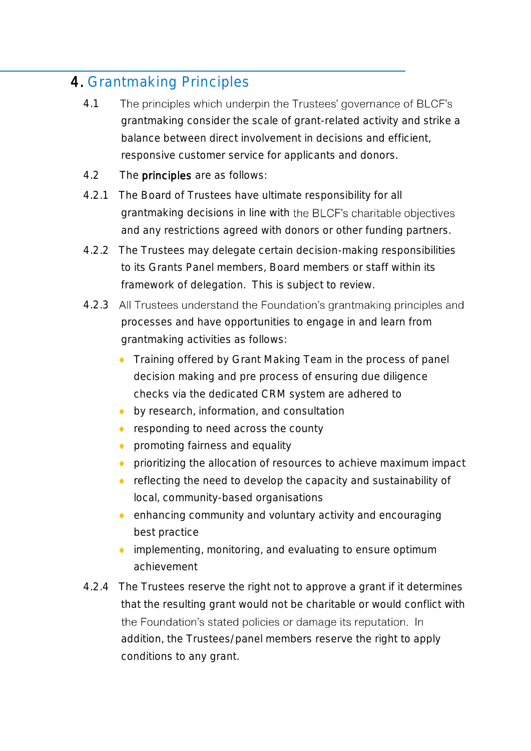## 4. Grantmaking Principles

4.1 The principles which underpin the Trustees' governance of BLCF's grantmaking consider the scale of grant-related activity and strike a balance between direct involvement in decisions and efficient, responsive customer service for applicants and donors.

4.2 The principles are as follows:

4.2.1 The Board of Trustees have ultimate responsibility for all grantmaking decisions in line with the BLCF's charitable objectives and any restrictions agreed with donors or other funding partners.

4.2.2 The Trustees may delegate certain decision-making responsibilities to its Grants Panel members, Board members or staff within its framework of delegation. This is subject to review.

4.2.3 All Trustees understand the Foundation's grantmaking principles and processes and have opportunities to engage in and learn from grantmaking activities as follows:

- Training offered by Grant Making Team in the process of panel decision making and pre process of ensuring due diligence checks via the dedicated CRM system are adhered to
- by research, information, and consultation
- responding to need across the county
- promoting fairness and equality
- prioritizing the allocation of resources to achieve maximum impact
- reflecting the need to develop the capacity and sustainability of local, community-based organisations
- enhancing community and voluntary activity and encouraging best practice
- implementing, monitoring, and evaluating to ensure optimum achievement

4.2.4 The Trustees reserve the right not to approve a grant if it determines that the resulting grant would not be charitable or would conflict with the Foundation's stated policies or damage its reputation. In addition, the Trustees/panel members reserve the right to apply conditions to any grant.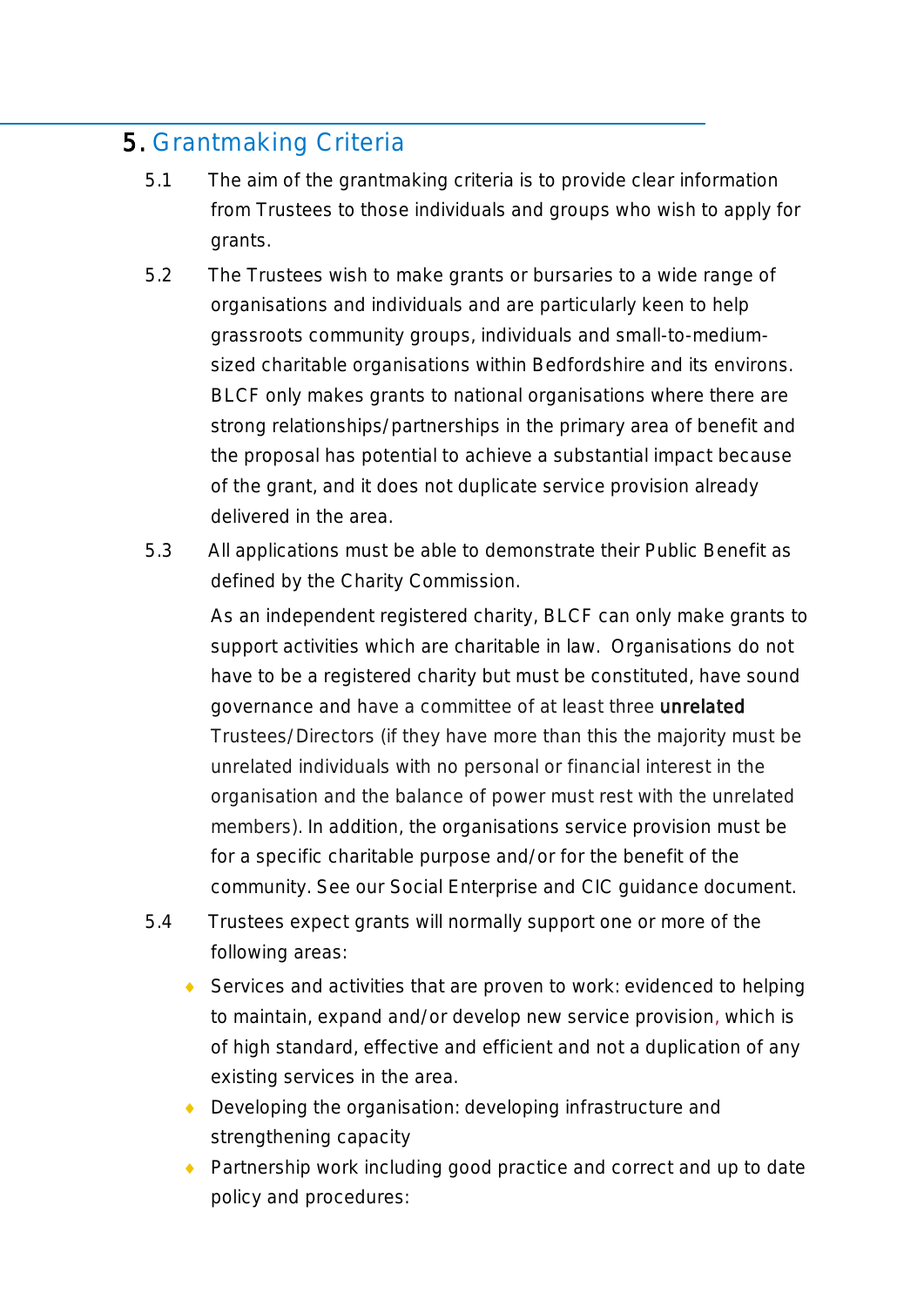## 5. Grantmaking Criteria

5.1 The aim of the grantmaking criteria is to provide clear information from Trustees to those individuals and groups who wish to apply for grants.

5.2 The Trustees wish to make grants or bursaries to a wide range of organisations and individuals and are particularly keen to help grassroots community groups, individuals and small-to-medium-sized charitable organisations within Bedfordshire and its environs. BLCF only makes grants to national organisations where there are strong relationships/partnerships in the primary area of benefit and the proposal has potential to achieve a substantial impact because of the grant, and it does not duplicate service provision already delivered in the area.

5.3 All applications must be able to demonstrate their Public Benefit as defined by the Charity Commission.

As an independent registered charity, BLCF can only make grants to support activities which are charitable in law. Organisations do not have to be a registered charity but must be constituted, have sound governance and have a committee of at least three **unrelated** Trustees/Directors (if they have more than this the majority must be unrelated individuals with no personal or financial interest in the organisation and the balance of power must rest with the unrelated members). In addition, the organisations service provision must be for a specific charitable purpose and/or for the benefit of the community. See our Social Enterprise and CIC guidance document.

5.4 Trustees expect grants will normally support one or more of the following areas:

- Services and activities that are proven to work: evidenced to helping to maintain, expand and/or develop new service provision, which is of high standard, effective and efficient and not a duplication of any existing services in the area.
- Developing the organisation: developing infrastructure and strengthening capacity
- Partnership work including good practice and correct and up to date policy and procedures: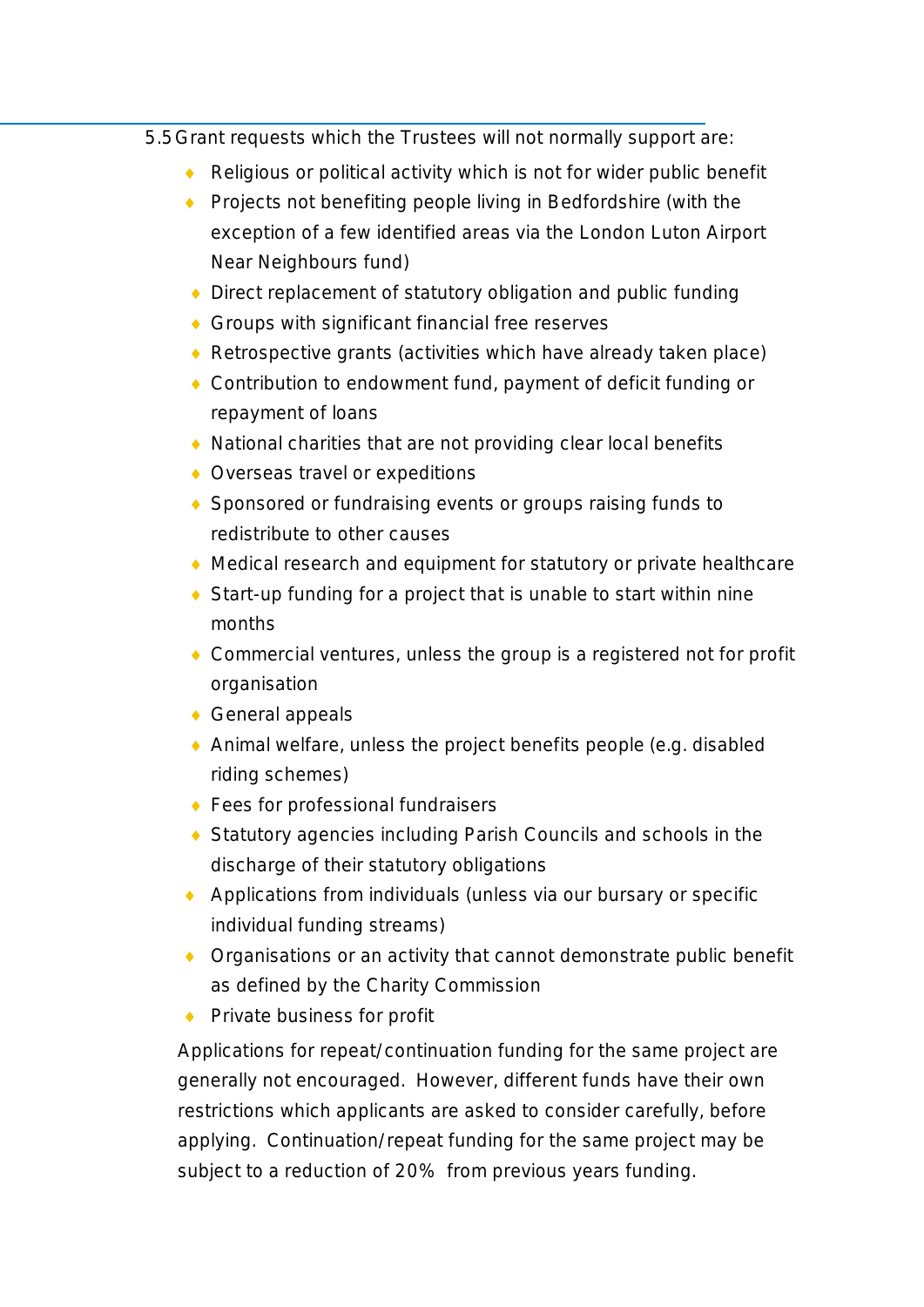5.5 Grant requests which the Trustees will not normally support are:

- Religious or political activity which is not for wider public benefit
- Projects not benefiting people living in Bedfordshire (with the exception of a few identified areas via the London Luton Airport Near Neighbours fund)
- Direct replacement of statutory obligation and public funding
- Groups with significant financial free reserves
- Retrospective grants (activities which have already taken place)
- Contribution to endowment fund, payment of deficit funding or repayment of loans
- National charities that are not providing clear local benefits
- Overseas travel or expeditions
- Sponsored or fundraising events or groups raising funds to redistribute to other causes
- Medical research and equipment for statutory or private healthcare
- Start-up funding for a project that is unable to start within nine months
- Commercial ventures, unless the group is a registered not for profit organisation
- General appeals
- Animal welfare, unless the project benefits people (e.g. disabled riding schemes)
- Fees for professional fundraisers
- Statutory agencies including Parish Councils and schools in the discharge of their statutory obligations
- Applications from individuals (unless via our bursary or specific individual funding streams)
- Organisations or an activity that cannot demonstrate public benefit as defined by the Charity Commission
- Private business for profit

Applications for repeat/continuation funding for the same project are generally not encouraged. However, different funds have their own restrictions which applicants are asked to consider carefully, before applying. Continuation/repeat funding for the same project may be subject to a reduction of 20% from previous years funding.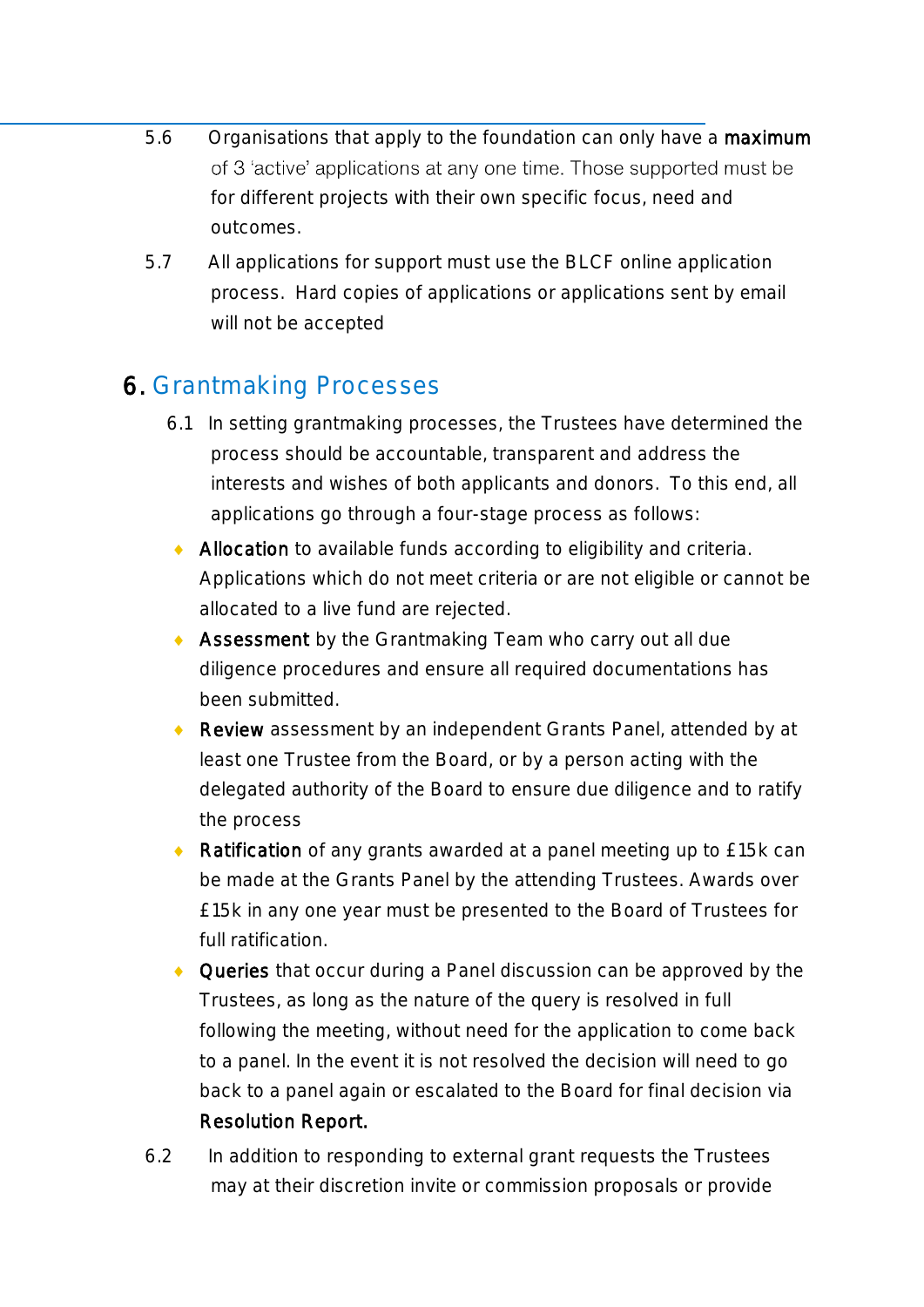5.6 Organisations that apply to the foundation can only have a **maximum** of 3 'active' applications at any one time. Those supported must be for different projects with their own specific focus, need and outcomes.

5.7 All applications for support must use the BLCF online application process. Hard copies of applications or applications sent by email will not be accepted

## 6. Grantmaking Processes

6.1 In setting grantmaking processes, the Trustees have determined the process should be accountable, transparent and address the interests and wishes of both applicants and donors. To this end, all applications go through a four-stage process as follows:

- **Allocation** to available funds according to eligibility and criteria. Applications which do not meet criteria or are not eligible or cannot be allocated to a live fund are rejected.
- **Assessment** by the Grantmaking Team who carry out all due diligence procedures and ensure all required documentations has been submitted.
- **Review** assessment by an independent Grants Panel, attended by at least one Trustee from the Board, or by a person acting with the delegated authority of the Board to ensure due diligence and to ratify the process
- **Ratification** of any grants awarded at a panel meeting up to £15k can be made at the Grants Panel by the attending Trustees. Awards over £15k in any one year must be presented to the Board of Trustees for full ratification.
- **Queries** that occur during a Panel discussion can be approved by the Trustees, as long as the nature of the query is resolved in full following the meeting, without need for the application to come back to a panel. In the event it is not resolved the decision will need to go back to a panel again or escalated to the Board for final decision via **Resolution Report.**

6.2 In addition to responding to external grant requests the Trustees may at their discretion invite or commission proposals or provide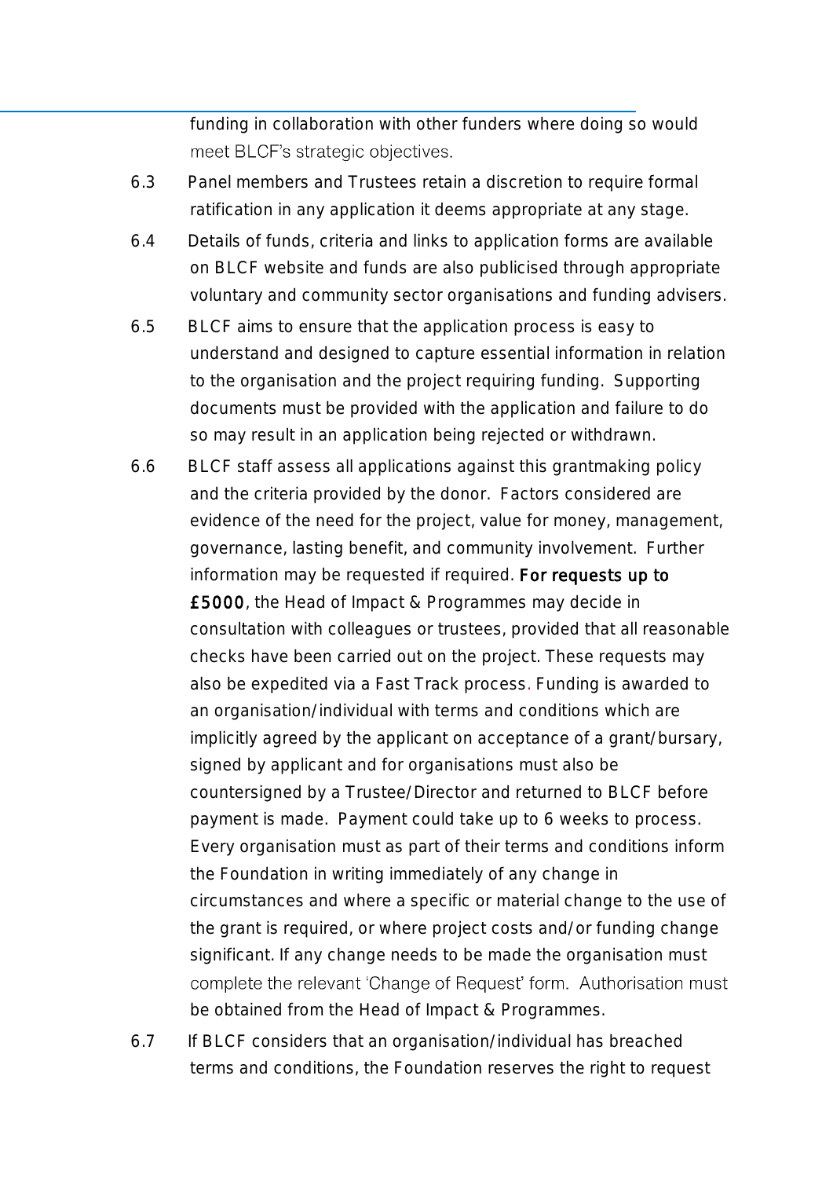funding in collaboration with other funders where doing so would meet BLCF's strategic objectives.

6.3 Panel members and Trustees retain a discretion to require formal ratification in any application it deems appropriate at any stage.

6.4 Details of funds, criteria and links to application forms are available on BLCF website and funds are also publicised through appropriate voluntary and community sector organisations and funding advisers.

6.5 BLCF aims to ensure that the application process is easy to understand and designed to capture essential information in relation to the organisation and the project requiring funding. Supporting documents must be provided with the application and failure to do so may result in an application being rejected or withdrawn.

6.6 BLCF staff assess all applications against this grantmaking policy and the criteria provided by the donor. Factors considered are evidence of the need for the project, value for money, management, governance, lasting benefit, and community involvement. Further information may be requested if required. **For requests up to £5000**, the Head of Impact & Programmes may decide in consultation with colleagues or trustees, provided that all reasonable checks have been carried out on the project. These requests may also be expedited via a Fast Track process. Funding is awarded to an organisation/individual with terms and conditions which are implicitly agreed by the applicant on acceptance of a grant/bursary, signed by applicant and for organisations must also be countersigned by a Trustee/Director and returned to BLCF before payment is made. Payment could take up to 6 weeks to process. Every organisation must as part of their terms and conditions inform the Foundation in writing immediately of any change in circumstances and where a specific or material change to the use of the grant is required, or where project costs and/or funding change significant. If any change needs to be made the organisation must complete the relevant 'Change of Request' form. Authorisation must be obtained from the Head of Impact & Programmes.

6.7 If BLCF considers that an organisation/individual has breached terms and conditions, the Foundation reserves the right to request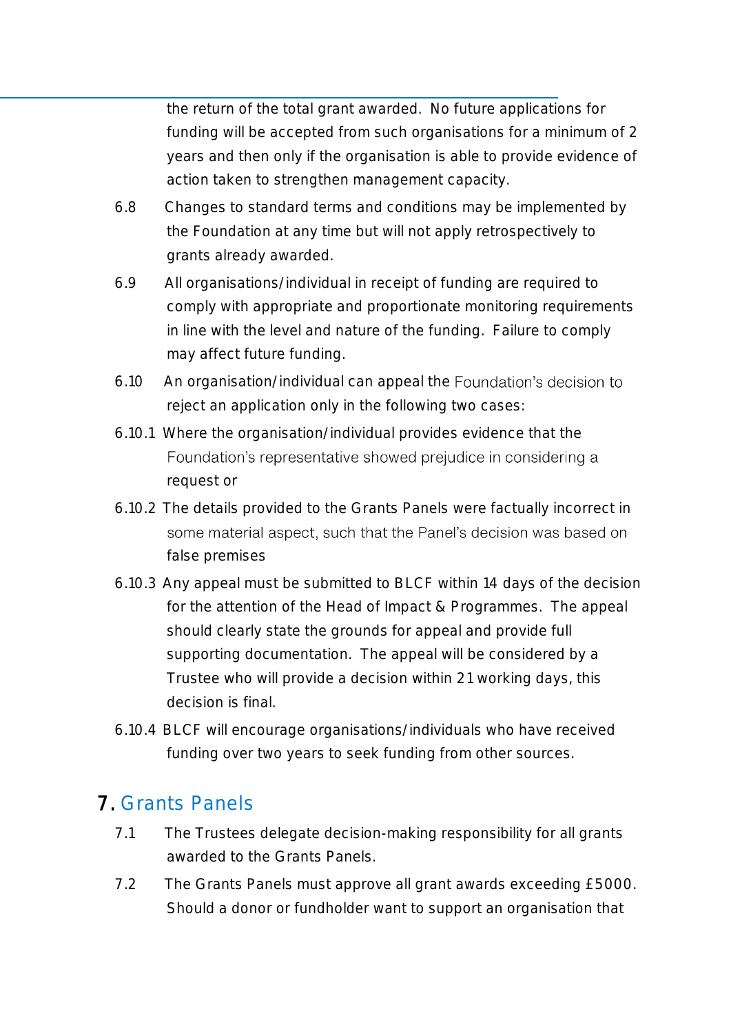the return of the total grant awarded. No future applications for funding will be accepted from such organisations for a minimum of 2 years and then only if the organisation is able to provide evidence of action taken to strengthen management capacity.

6.8 Changes to standard terms and conditions may be implemented by the Foundation at any time but will not apply retrospectively to grants already awarded.

6.9 All organisations/individual in receipt of funding are required to comply with appropriate and proportionate monitoring requirements in line with the level and nature of the funding. Failure to comply may affect future funding.

6.10 An organisation/individual can appeal the Foundation's decision to reject an application only in the following two cases:

6.10.1 Where the organisation/individual provides evidence that the Foundation's representative showed prejudice in considering a request or

6.10.2 The details provided to the Grants Panels were factually incorrect in some material aspect, such that the Panel's decision was based on false premises

6.10.3 Any appeal must be submitted to BLCF within 14 days of the decision for the attention of the Head of Impact & Programmes. The appeal should clearly state the grounds for appeal and provide full supporting documentation. The appeal will be considered by a Trustee who will provide a decision within 21 working days, this decision is final.

6.10.4 BLCF will encourage organisations/individuals who have received funding over two years to seek funding from other sources.

## 7. Grants Panels

7.1 The Trustees delegate decision-making responsibility for all grants awarded to the Grants Panels.

7.2 The Grants Panels must approve all grant awards exceeding £5000. Should a donor or fundholder want to support an organisation that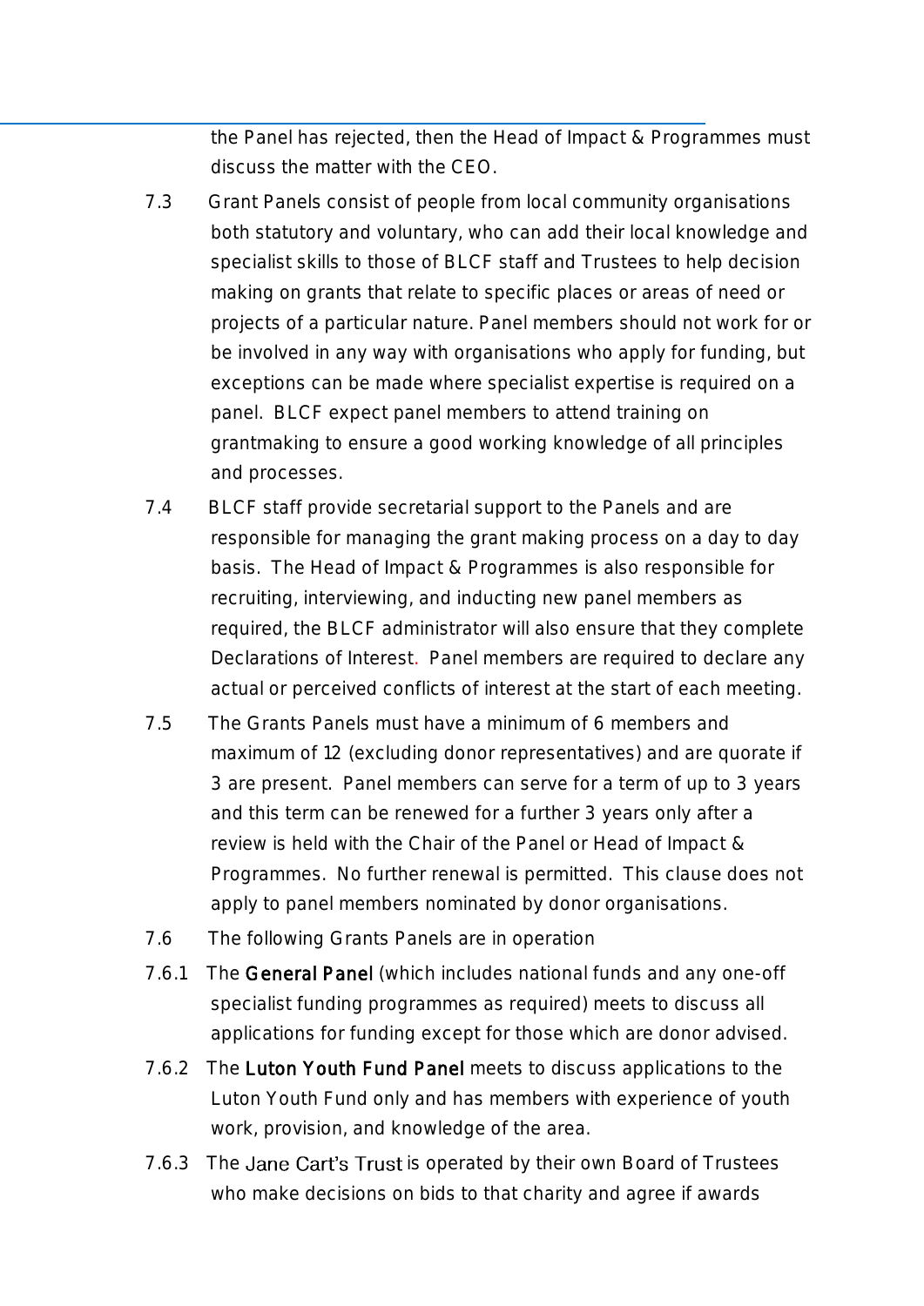the Panel has rejected, then the Head of Impact & Programmes must discuss the matter with the CEO.

7.3 Grant Panels consist of people from local community organisations both statutory and voluntary, who can add their local knowledge and specialist skills to those of BLCF staff and Trustees to help decision making on grants that relate to specific places or areas of need or projects of a particular nature. Panel members should not work for or be involved in any way with organisations who apply for funding, but exceptions can be made where specialist expertise is required on a panel. BLCF expect panel members to attend training on grantmaking to ensure a good working knowledge of all principles and processes.

7.4 BLCF staff provide secretarial support to the Panels and are responsible for managing the grant making process on a day to day basis. The Head of Impact & Programmes is also responsible for recruiting, interviewing, and inducting new panel members as required, the BLCF administrator will also ensure that they complete Declarations of Interest. Panel members are required to declare any actual or perceived conflicts of interest at the start of each meeting.

7.5 The Grants Panels must have a minimum of 6 members and maximum of 12 (excluding donor representatives) and are quorate if 3 are present. Panel members can serve for a term of up to 3 years and this term can be renewed for a further 3 years only after a review is held with the Chair of the Panel or Head of Impact & Programmes. No further renewal is permitted. This clause does not apply to panel members nominated by donor organisations.

7.6 The following Grants Panels are in operation

7.6.1 The **General Panel** (which includes national funds and any one-off specialist funding programmes as required) meets to discuss all applications for funding except for those which are donor advised.

7.6.2 The **Luton Youth Fund Panel** meets to discuss applications to the Luton Youth Fund only and has members with experience of youth work, provision, and knowledge of the area.

7.6.3 The Jane Cart's Trust is operated by their own Board of Trustees who make decisions on bids to that charity and agree if awards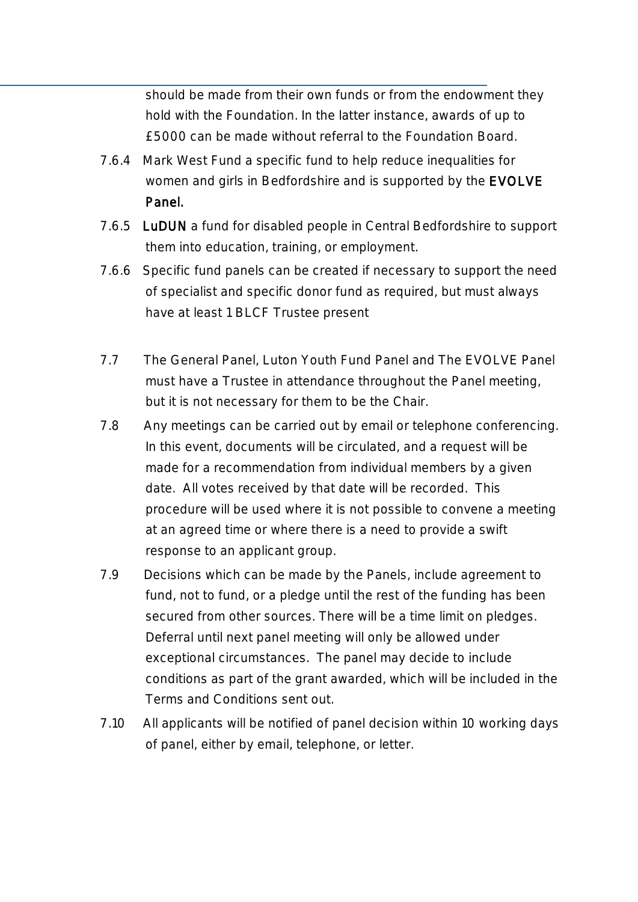should be made from their own funds or from the endowment they hold with the Foundation. In the latter instance, awards of up to £5000 can be made without referral to the Foundation Board.

7.6.4 Mark West Fund a specific fund to help reduce inequalities for women and girls in Bedfordshire and is supported by the **EVOLVE Panel.**

7.6.5 **LuDUN** a fund for disabled people in Central Bedfordshire to support them into education, training, or employment.

7.6.6 Specific fund panels can be created if necessary to support the need of specialist and specific donor fund as required, but must always have at least 1 BLCF Trustee present

7.7 The General Panel, Luton Youth Fund Panel and The EVOLVE Panel must have a Trustee in attendance throughout the Panel meeting, but it is not necessary for them to be the Chair.

7.8 Any meetings can be carried out by email or telephone conferencing. In this event, documents will be circulated, and a request will be made for a recommendation from individual members by a given date. All votes received by that date will be recorded. This procedure will be used where it is not possible to convene a meeting at an agreed time or where there is a need to provide a swift response to an applicant group.

7.9 Decisions which can be made by the Panels, include agreement to fund, not to fund, or a pledge until the rest of the funding has been secured from other sources. There will be a time limit on pledges. Deferral until next panel meeting will only be allowed under exceptional circumstances. The panel may decide to include conditions as part of the grant awarded, which will be included in the Terms and Conditions sent out.

7.10 All applicants will be notified of panel decision within 10 working days of panel, either by email, telephone, or letter.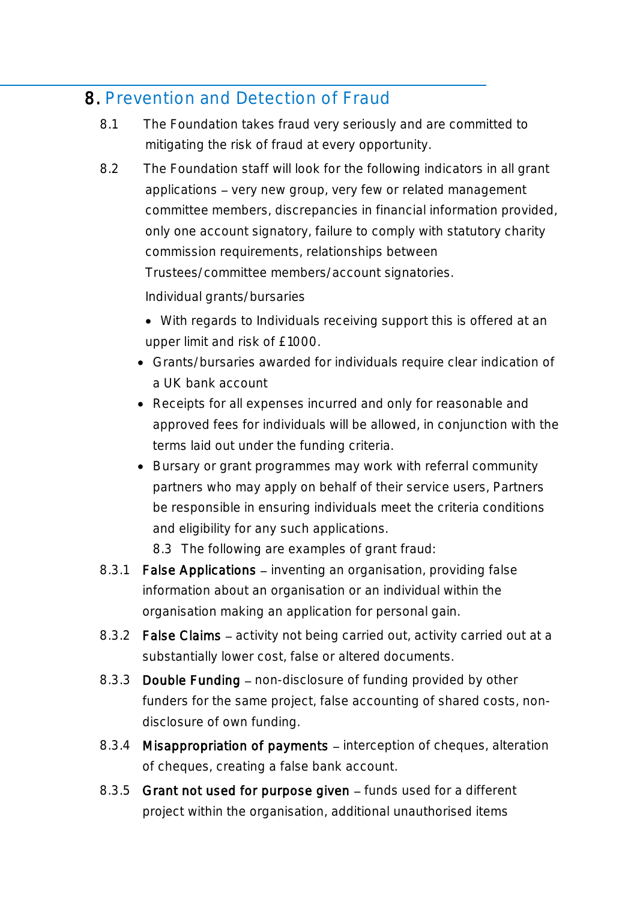## 8. Prevention and Detection of Fraud

8.1 The Foundation takes fraud very seriously and are committed to mitigating the risk of fraud at every opportunity.

8.2 The Foundation staff will look for the following indicators in all grant applications – very new group, very few or related management committee members, discrepancies in financial information provided, only one account signatory, failure to comply with statutory charity commission requirements, relationships between Trustees/committee members/account signatories.

Individual grants/bursaries

- With regards to Individuals receiving support this is offered at an upper limit and risk of £1000.
- Grants/bursaries awarded for individuals require clear indication of a UK bank account
- Receipts for all expenses incurred and only for reasonable and approved fees for individuals will be allowed, in conjunction with the terms laid out under the funding criteria.
- Bursary or grant programmes may work with referral community partners who may apply on behalf of their service users, Partners be responsible in ensuring individuals meet the criteria conditions and eligibility for any such applications.

8.3 The following are examples of grant fraud:

8.3.1 **False Applications** – inventing an organisation, providing false information about an organisation or an individual within the organisation making an application for personal gain.

8.3.2 **False Claims** – activity not being carried out, activity carried out at a substantially lower cost, false or altered documents.

8.3.3 **Double Funding** – non-disclosure of funding provided by other funders for the same project, false accounting of shared costs, non-disclosure of own funding.

8.3.4 **Misappropriation of payments** – interception of cheques, alteration of cheques, creating a false bank account.

8.3.5 **Grant not used for purpose given** – funds used for a different project within the organisation, additional unauthorised items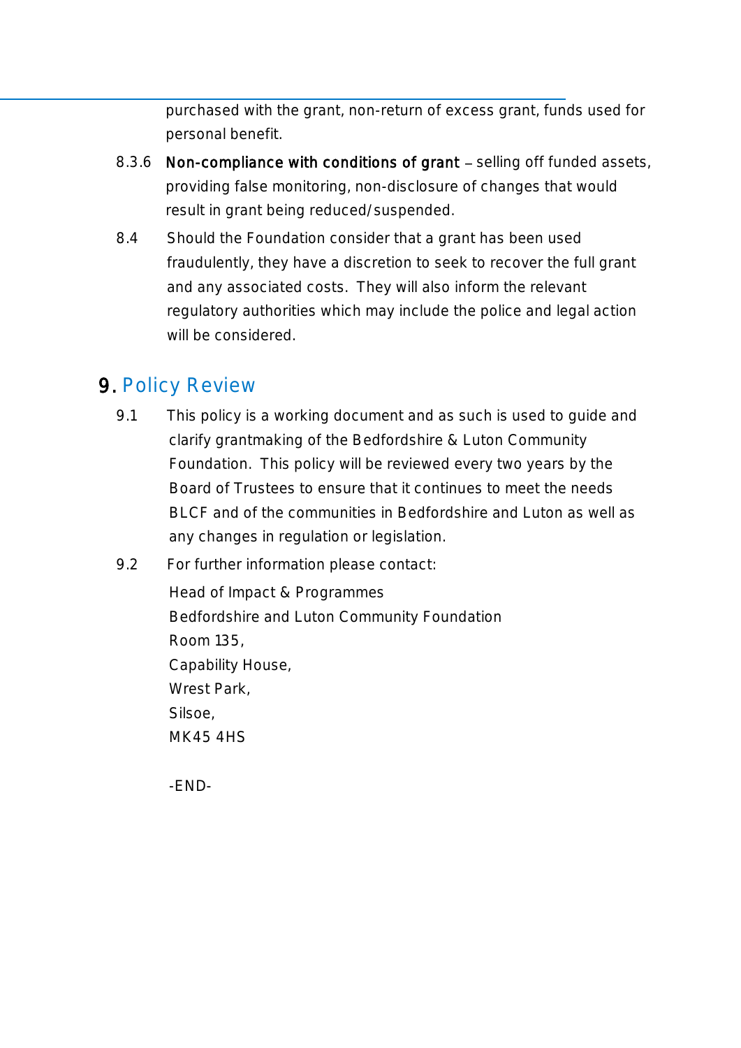purchased with the grant, non-return of excess grant, funds used for personal benefit.

8.3.6 **Non-compliance with conditions of grant** – selling off funded assets, providing false monitoring, non-disclosure of changes that would result in grant being reduced/suspended.

8.4 Should the Foundation consider that a grant has been used fraudulently, they have a discretion to seek to recover the full grant and any associated costs. They will also inform the relevant regulatory authorities which may include the police and legal action will be considered.

# 9. Policy Review

9.1 This policy is a working document and as such is used to guide and clarify grantmaking of the Bedfordshire & Luton Community Foundation. This policy will be reviewed every two years by the Board of Trustees to ensure that it continues to meet the needs BLCF and of the communities in Bedfordshire and Luton as well as any changes in regulation or legislation.

9.2 For further information please contact:

Head of Impact & Programmes
Bedfordshire and Luton Community Foundation
Room 135,
Capability House,
Wrest Park,
Silsoe,
MK45 4HS

-END-